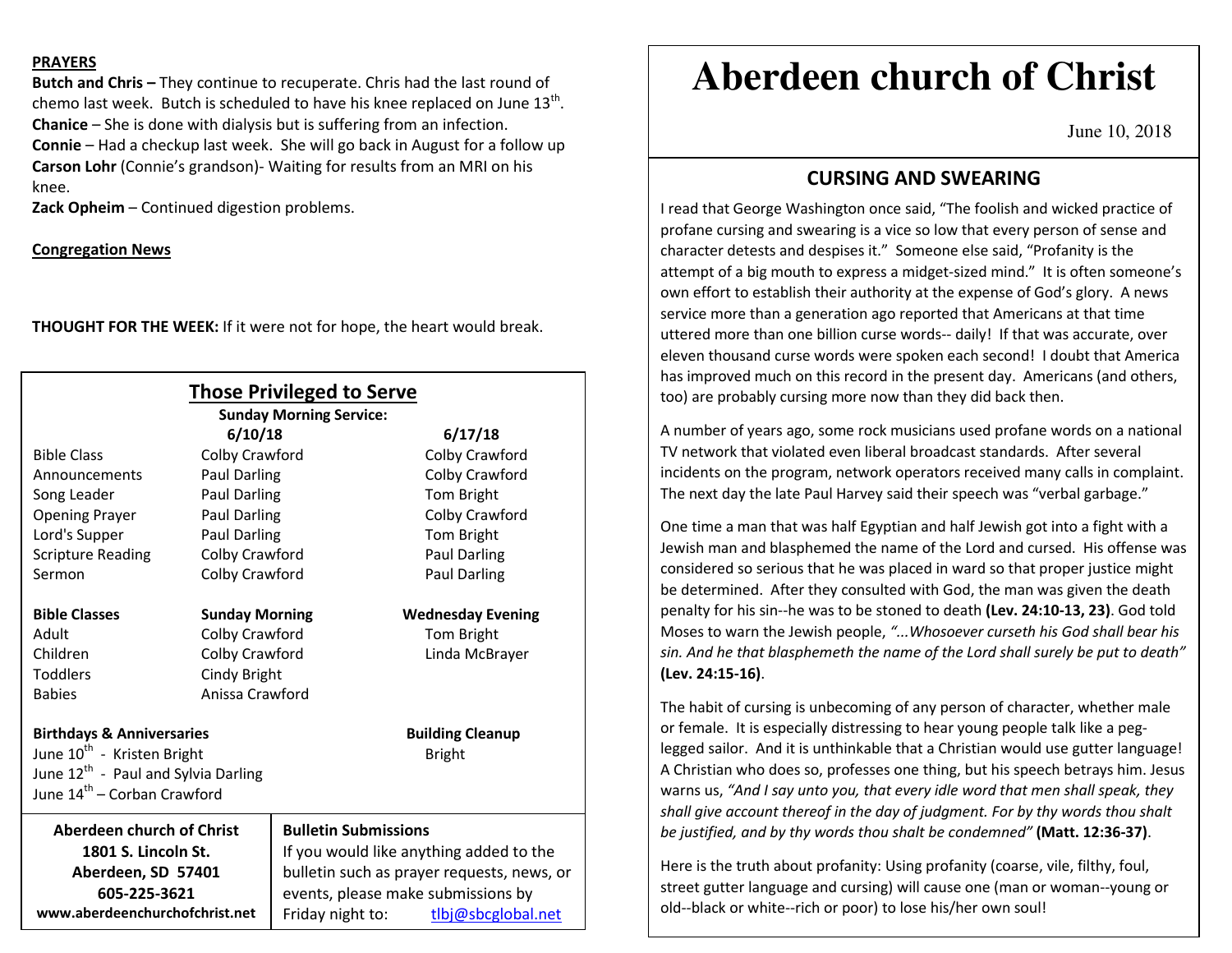**PRAYERS**

**Butch and Chris –** They continue to recuperate. Chris had the last round of chemo last week. Butch is scheduled to have his knee replaced on June 13th.

**Chanice** – She is done with dialysis but is suffering from an infection.

**Connie** – Had a checkup last week. She will go back in August for a follow up

**Carson Lohr** (Connie's grandson)- Waiting for results from an MRI on his knee.

**Zack Opheim** – Continued digestion problems.

**Congregation News**

**THOUGHT FOR THE WEEK:** If it were not for hope, the heart would break.

## Those Privileged to Serve

**Sunday Morning Service:**

| | 6/10/18 | 6/17/18 |
|---|---|---|
| Bible Class | Colby Crawford | Colby Crawford |
| Announcements | Paul Darling | Colby Crawford |
| Song Leader | Paul Darling | Tom Bright |
| Opening Prayer | Paul Darling | Colby Crawford |
| Lord's Supper | Paul Darling | Tom Bright |
| Scripture Reading | Colby Crawford | Paul Darling |
| Sermon | Colby Crawford | Paul Darling |

| **Bible Classes** | **Sunday Morning** | **Wednesday Evening** |
|---|---|---|
| Adult | Colby Crawford | Tom Bright |
| Children | Colby Crawford | Linda McBrayer |
| Toddlers | Cindy Bright | |
| Babies | Anissa Crawford | |

**Birthdays & Anniversaries**

June 10th - Kristen Bright

June 12th - Paul and Sylvia Darling

June 14th – Corban Crawford

**Building Cleanup**

Bright

**Aberdeen church of Christ**
**1801 S. Lincoln St.**
**Aberdeen, SD 57401**
**605-225-3621**
**www.aberdeenchurchofchrist.net**

**Bulletin Submissions**

If you would like anything added to the bulletin such as prayer requests, news, or events, please make submissions by Friday night to: tlbj@sbcglobal.net

# Aberdeen church of Christ

June 10, 2018

## CURSING AND SWEARING

I read that George Washington once said, "The foolish and wicked practice of profane cursing and swearing is a vice so low that every person of sense and character detests and despises it." Someone else said, "Profanity is the attempt of a big mouth to express a midget-sized mind." It is often someone's own effort to establish their authority at the expense of God's glory. A news service more than a generation ago reported that Americans at that time uttered more than one billion curse words-- daily! If that was accurate, over eleven thousand curse words were spoken each second! I doubt that America has improved much on this record in the present day. Americans (and others, too) are probably cursing more now than they did back then.

A number of years ago, some rock musicians used profane words on a national TV network that violated even liberal broadcast standards. After several incidents on the program, network operators received many calls in complaint. The next day the late Paul Harvey said their speech was "verbal garbage."

One time a man that was half Egyptian and half Jewish got into a fight with a Jewish man and blasphemed the name of the Lord and cursed. His offense was considered so serious that he was placed in ward so that proper justice might be determined. After they consulted with God, the man was given the death penalty for his sin--he was to be stoned to death **(Lev. 24:10-13, 23)**. God told Moses to warn the Jewish people, *"...Whosoever curseth his God shall bear his sin. And he that blasphemeth the name of the Lord shall surely be put to death"* **(Lev. 24:15-16)**.

The habit of cursing is unbecoming of any person of character, whether male or female. It is especially distressing to hear young people talk like a peg-legged sailor. And it is unthinkable that a Christian would use gutter language! A Christian who does so, professes one thing, but his speech betrays him. Jesus warns us, *"And I say unto you, that every idle word that men shall speak, they shall give account thereof in the day of judgment. For by thy words thou shalt be justified, and by thy words thou shalt be condemned"* **(Matt. 12:36-37)**.

Here is the truth about profanity: Using profanity (coarse, vile, filthy, foul, street gutter language and cursing) will cause one (man or woman--young or old--black or white--rich or poor) to lose his/her own soul!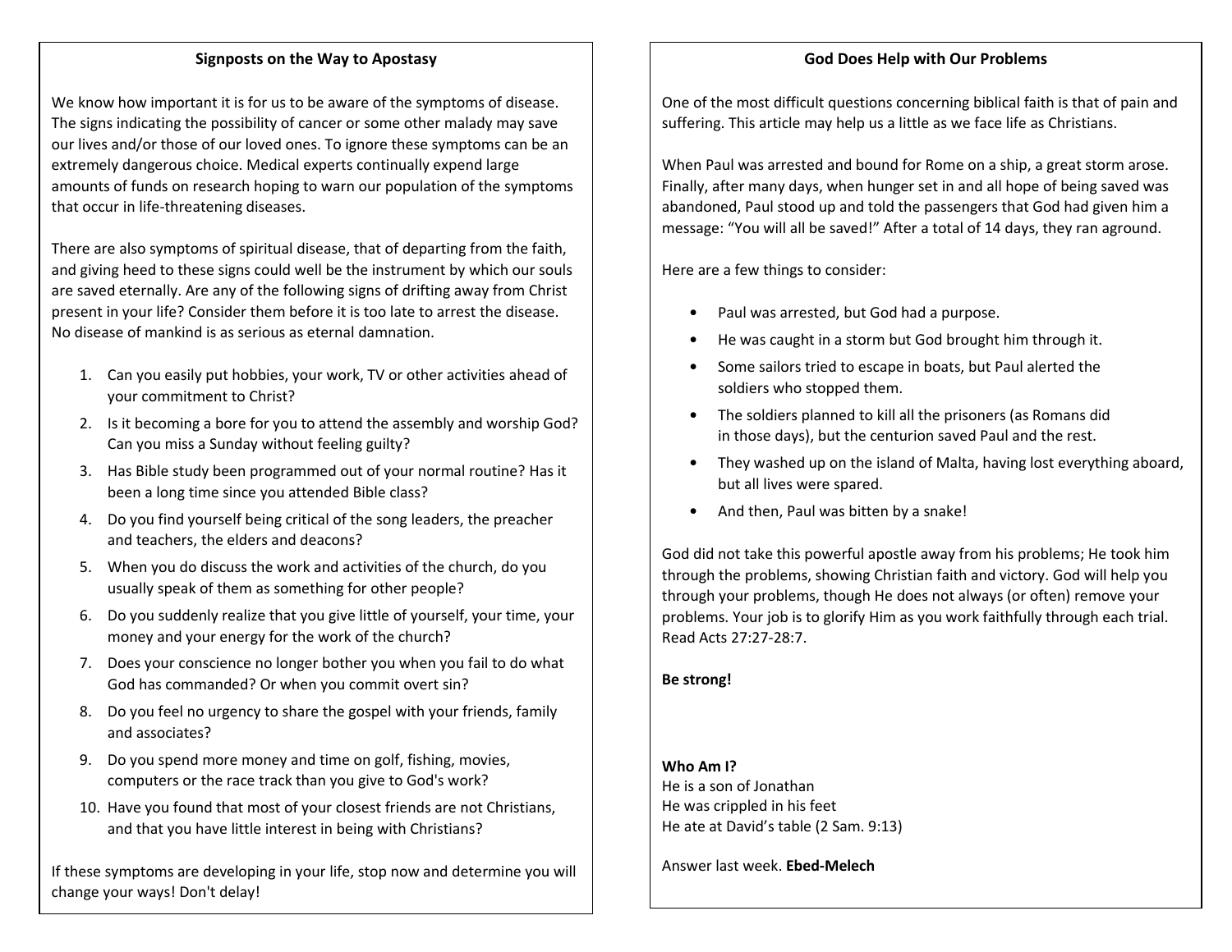## Signposts on the Way to Apostasy

We know how important it is for us to be aware of the symptoms of disease. The signs indicating the possibility of cancer or some other malady may save our lives and/or those of our loved ones. To ignore these symptoms can be an extremely dangerous choice. Medical experts continually expend large amounts of funds on research hoping to warn our population of the symptoms that occur in life-threatening diseases.

There are also symptoms of spiritual disease, that of departing from the faith, and giving heed to these signs could well be the instrument by which our souls are saved eternally. Are any of the following signs of drifting away from Christ present in your life? Consider them before it is too late to arrest the disease. No disease of mankind is as serious as eternal damnation.

1. Can you easily put hobbies, your work, TV or other activities ahead of your commitment to Christ?
2. Is it becoming a bore for you to attend the assembly and worship God? Can you miss a Sunday without feeling guilty?
3. Has Bible study been programmed out of your normal routine? Has it been a long time since you attended Bible class?
4. Do you find yourself being critical of the song leaders, the preacher and teachers, the elders and deacons?
5. When you do discuss the work and activities of the church, do you usually speak of them as something for other people?
6. Do you suddenly realize that you give little of yourself, your time, your money and your energy for the work of the church?
7. Does your conscience no longer bother you when you fail to do what God has commanded? Or when you commit overt sin?
8. Do you feel no urgency to share the gospel with your friends, family and associates?
9. Do you spend more money and time on golf, fishing, movies, computers or the race track than you give to God's work?
10. Have you found that most of your closest friends are not Christians, and that you have little interest in being with Christians?

If these symptoms are developing in your life, stop now and determine you will change your ways! Don't delay!

## God Does Help with Our Problems

One of the most difficult questions concerning biblical faith is that of pain and suffering. This article may help us a little as we face life as Christians.

When Paul was arrested and bound for Rome on a ship, a great storm arose. Finally, after many days, when hunger set in and all hope of being saved was abandoned, Paul stood up and told the passengers that God had given him a message: "You will all be saved!" After a total of 14 days, they ran aground.

Here are a few things to consider:

- Paul was arrested, but God had a purpose.
- He was caught in a storm but God brought him through it.
- Some sailors tried to escape in boats, but Paul alerted the soldiers who stopped them.
- The soldiers planned to kill all the prisoners (as Romans did in those days), but the centurion saved Paul and the rest.
- They washed up on the island of Malta, having lost everything aboard, but all lives were spared.
- And then, Paul was bitten by a snake!

God did not take this powerful apostle away from his problems; He took him through the problems, showing Christian faith and victory. God will help you through your problems, though He does not always (or often) remove your problems. Your job is to glorify Him as you work faithfully through each trial. Read Acts 27:27-28:7.

**Be strong!**

**Who Am I?**
He is a son of Jonathan
He was crippled in his feet
He ate at David's table (2 Sam. 9:13)

Answer last week. **Ebed-Melech**